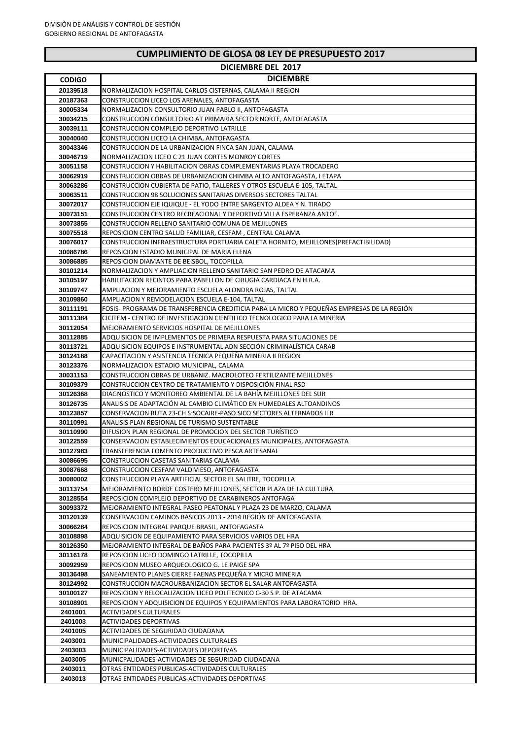DIVISIÓN DE ANÁLISIS Y CONTROL DE GESTIÓN
GOBIERNO REGIONAL DE ANTOFAGASTA

# CUMPLIMIENTO DE GLOSA 08 LEY DE PRESUPUESTO 2017

## DICIEMBRE DEL 2017

| CODIGO | DICIEMBRE |
|---|---|
| 20139518 | NORMALIZACION HOSPITAL CARLOS CISTERNAS, CALAMA II REGION |
| 20187363 | CONSTRUCCION LICEO LOS ARENALES, ANTOFAGASTA |
| 30005334 | NORMALIZACION CONSULTORIO JUAN PABLO II, ANTOFAGASTA |
| 30034215 | CONSTRUCCION CONSULTORIO AT PRIMARIA SECTOR NORTE, ANTOFAGASTA |
| 30039111 | CONSTRUCCION COMPLEJO DEPORTIVO LATRILLE |
| 30040040 | CONSTRUCCION LICEO LA CHIMBA, ANTOFAGASTA |
| 30043346 | CONSTRUCCION DE LA URBANIZACION FINCA SAN JUAN, CALAMA |
| 30046719 | NORMALIZACION LICEO C 21 JUAN CORTES MONROY CORTES |
| 30051158 | CONSTRUCCION Y HABILITACION OBRAS COMPLEMENTARIAS PLAYA TROCADERO |
| 30062919 | CONSTRUCCION OBRAS DE URBANIZACION CHIMBA ALTO ANTOFAGASTA, I ETAPA |
| 30063286 | CONSTRUCCION CUBIERTA DE PATIO, TALLERES Y OTROS ESCUELA E-105, TALTAL |
| 30063511 | CONSTRUCCION 98 SOLUCIONES SANITARIAS DIVERSOS SECTORES TALTAL |
| 30072017 | CONSTRUCCION EJE IQUIQUE - EL YODO ENTRE SARGENTO ALDEA Y N. TIRADO |
| 30073151 | CONSTRUCCION CENTRO RECREACIONAL Y DEPORTIVO VILLA ESPERANZA ANTOF. |
| 30073855 | CONSTRUCCION RELLENO SANITARIO COMUNA DE MEJILLONES |
| 30075518 | REPOSICION CENTRO SALUD FAMILIAR, CESFAM , CENTRAL CALAMA |
| 30076017 | CONSTRUCCION INFRAESTRUCTURA PORTUARIA CALETA HORNITO, MEJILLONES(PREFACTIBILIDAD) |
| 30086786 | REPOSICION ESTADIO MUNICIPAL DE MARIA ELENA |
| 30086885 | REPOSICION DIAMANTE DE BEISBOL, TOCOPILLA |
| 30101214 | NORMALIZACION Y AMPLIACION RELLENO SANITARIO SAN PEDRO DE ATACAMA |
| 30105197 | HABILITACION RECINTOS PARA PABELLON DE CIRUGIA CARDIACA EN H.R.A. |
| 30109747 | AMPLIACION Y MEJORAMIENTO ESCUELA ALONDRA ROJAS, TALTAL |
| 30109860 | AMPLIACION Y REMODELACION ESCUELA E-104, TALTAL |
| 30111191 | FOSIS- PROGRAMA DE TRANSFERENCIA CREDITICIA PARA LA MICRO Y PEQUEÑAS EMPRESAS DE LA REGIÓN |
| 30111384 | CICITEM - CENTRO DE INVESTIGACION CIENTIFICO TECNOLOGICO PARA LA MINERIA |
| 30112054 | MEJORAMIENTO SERVICIOS HOSPITAL DE MEJILLONES |
| 30112885 | ADQUISICION DE IMPLEMENTOS DE PRIMERA RESPUESTA PARA SITUACIONES DE |
| 30113721 | ADQUISICION EQUIPOS E INSTRUMENTAL ADN SECCIÓN CRIMINALÍSTICA CARAB |
| 30124188 | CAPACITACION Y ASISTENCIA TÉCNICA PEQUEÑA MINERIA II REGION |
| 30123376 | NORMALIZACION ESTADIO MUNICIPAL, CALAMA |
| 30031153 | CONSTRUCCION OBRAS DE URBANIZ. MACROLOTEO FERTILIZANTE MEJILLONES |
| 30109379 | CONSTRUCCION CENTRO DE TRATAMIENTO Y DISPOSICIÓN FINAL RSD |
| 30126368 | DIAGNOSTICO Y MONITOREO AMBIENTAL DE LA BAHÍA MEJILLONES DEL SUR |
| 30126735 | ANALISIS DE ADAPTACIÓN AL CAMBIO CLIMÁTICO EN HUMEDALES ALTOANDINOS |
| 30123857 | CONSERVACION RUTA 23-CH S:SOCAIRE-PASO SICO SECTORES ALTERNADOS II R |
| 30110991 | ANALISIS PLAN REGIONAL DE TURISMO SUSTENTABLE |
| 30110990 | DIFUSION PLAN REGIONAL DE PROMOCION DEL SECTOR TURÍSTICO |
| 30122559 | CONSERVACION ESTABLECIMIENTOS EDUCACIONALES MUNICIPALES, ANTOFAGASTA |
| 30127983 | TRANSFERENCIA FOMENTO PRODUCTIVO PESCA ARTESANAL |
| 30086695 | CONSTRUCCION CASETAS SANITARIAS CALAMA |
| 30087668 | CONSTRUCCION CESFAM VALDIVIESO, ANTOFAGASTA |
| 30080002 | CONSTRUCCION PLAYA ARTIFICIAL SECTOR EL SALITRE, TOCOPILLA |
| 30113754 | MEJORAMIENTO BORDE COSTERO MEJILLONES, SECTOR PLAZA DE LA CULTURA |
| 30128554 | REPOSICION COMPLEJO DEPORTIVO DE CARABINEROS ANTOFAGA |
| 30093372 | MEJORAMIENTO INTEGRAL PASEO PEATONAL Y PLAZA 23 DE MARZO, CALAMA |
| 30120139 | CONSERVACION CAMINOS BASICOS 2013 - 2014 REGIÓN DE ANTOFAGASTA |
| 30066284 | REPOSICION INTEGRAL PARQUE BRASIL, ANTOFAGASTA |
| 30108898 | ADQUISICION DE EQUIPAMIENTO PARA SERVICIOS VARIOS DEL HRA |
| 30126350 | MEJORAMIENTO INTEGRAL DE BAÑOS PARA PACIENTES 3º AL 7º PISO DEL HRA |
| 30116178 | REPOSICION LICEO DOMINGO LATRILLE, TOCOPILLA |
| 30092959 | REPOSICION MUSEO ARQUEOLOGICO G. LE PAIGE SPA |
| 30136498 | SANEAMIENTO PLANES CIERRE FAENAS PEQUEÑA Y MICRO MINERIA |
| 30124992 | CONSTRUCCION MACROURBANIZACION SECTOR EL SALAR ANTOFAGASTA |
| 30100127 | REPOSICION Y RELOCALIZACION LICEO POLITECNICO C-30 S P. DE ATACAMA |
| 30108901 | REPOSICION Y ADQUISICION DE EQUIPOS Y EQUIPAMIENTOS PARA LABORATORIO HRA. |
| 2401001 | ACTIVIDADES CULTURALES |
| 2401003 | ACTIVIDADES DEPORTIVAS |
| 2401005 | ACTIVIDADES DE SEGURIDAD CIUDADANA |
| 2403001 | MUNICIPALIDADES-ACTIVIDADES CULTURALES |
| 2403003 | MUNICIPALIDADES-ACTIVIDADES DEPORTIVAS |
| 2403005 | MUNICPALIDADES-ACTIVIDADES DE SEGURIDAD CIUDADANA |
| 2403011 | OTRAS ENTIDADES PUBLICAS-ACTIVIDADES CULTURALES |
| 2403013 | OTRAS ENTIDADES PUBLICAS-ACTIVIDADES DEPORTIVAS |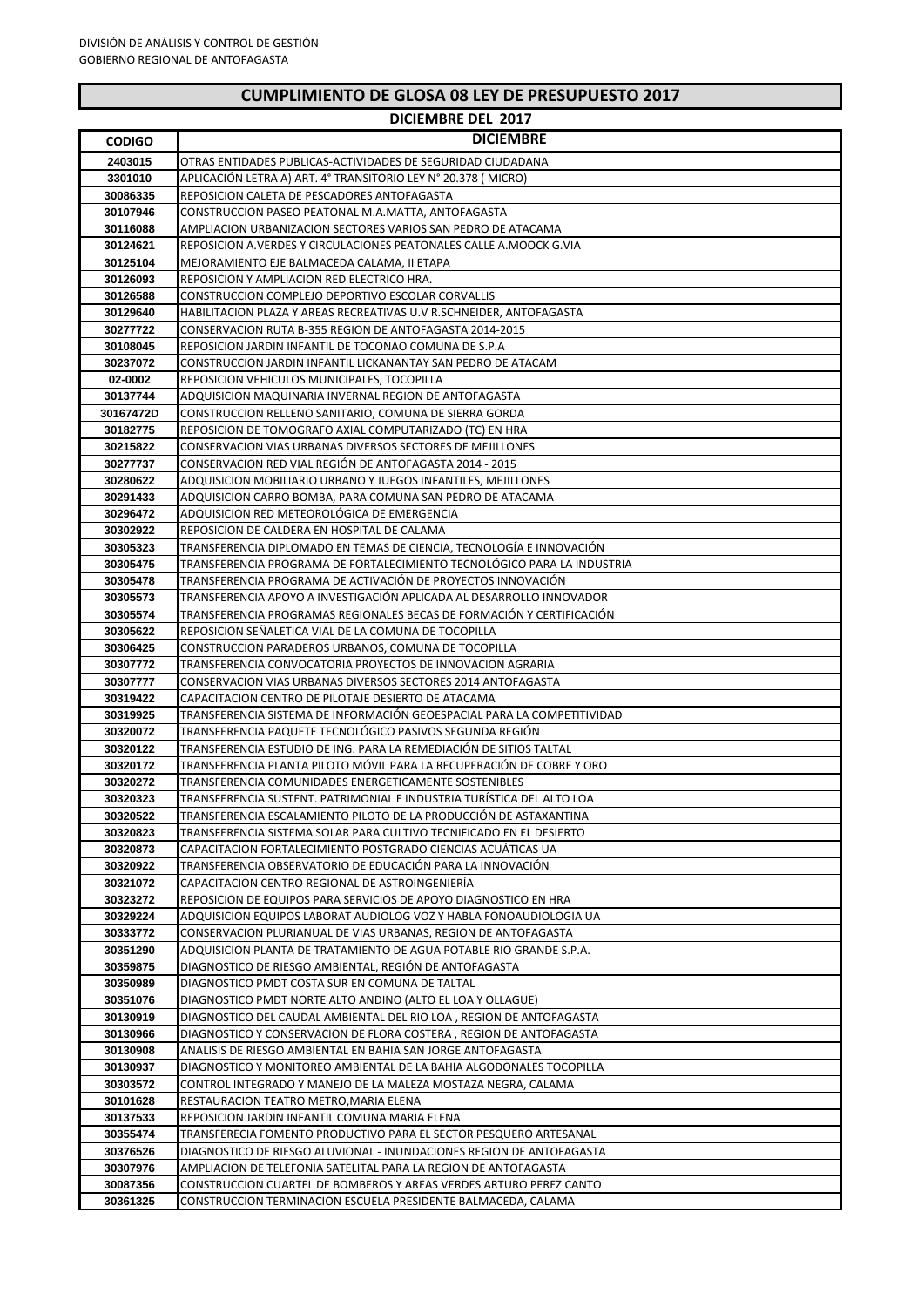DIVISIÓN DE ANÁLISIS Y CONTROL DE GESTIÓN
GOBIERNO REGIONAL DE ANTOFAGASTA

# CUMPLIMIENTO DE GLOSA 08 LEY DE PRESUPUESTO 2017

## DICIEMBRE DEL 2017

| CODIGO | DICIEMBRE |
|---|---|
| 2403015 | OTRAS ENTIDADES PUBLICAS-ACTIVIDADES DE SEGURIDAD CIUDADANA |
| 3301010 | APLICACIÓN LETRA A) ART. 4° TRANSITORIO LEY N° 20.378 ( MICRO) |
| 30086335 | REPOSICION CALETA DE PESCADORES ANTOFAGASTA |
| 30107946 | CONSTRUCCION PASEO PEATONAL M.A.MATTA, ANTOFAGASTA |
| 30116088 | AMPLIACION URBANIZACION SECTORES VARIOS SAN PEDRO DE ATACAMA |
| 30124621 | REPOSICION A.VERDES Y CIRCULACIONES PEATONALES CALLE A.MOOCK G.VIA |
| 30125104 | MEJORAMIENTO EJE BALMACEDA CALAMA, II ETAPA |
| 30126093 | REPOSICION Y AMPLIACION RED ELECTRICO HRA. |
| 30126588 | CONSTRUCCION COMPLEJO DEPORTIVO ESCOLAR CORVALLIS |
| 30129640 | HABILITACION PLAZA Y AREAS RECREATIVAS U.V R.SCHNEIDER, ANTOFAGASTA |
| 30277722 | CONSERVACION RUTA B-355 REGION DE ANTOFAGASTA 2014-2015 |
| 30108045 | REPOSICION JARDIN INFANTIL DE TOCONAO COMUNA DE S.P.A |
| 30237072 | CONSTRUCCION JARDIN INFANTIL LICKANANTAY SAN PEDRO DE ATACAM |
| 02-0002 | REPOSICION VEHICULOS MUNICIPALES, TOCOPILLA |
| 30137744 | ADQUISICION MAQUINARIA INVERNAL REGION DE ANTOFAGASTA |
| 30167472D | CONSTRUCCION RELLENO SANITARIO, COMUNA DE SIERRA GORDA |
| 30182775 | REPOSICION DE TOMOGRAFO AXIAL COMPUTARIZADO (TC) EN HRA |
| 30215822 | CONSERVACION VIAS URBANAS DIVERSOS SECTORES DE MEJILLONES |
| 30277737 | CONSERVACION RED VIAL REGIÓN DE ANTOFAGASTA 2014 - 2015 |
| 30280622 | ADQUISICION MOBILIARIO URBANO Y JUEGOS INFANTILES, MEJILLONES |
| 30291433 | ADQUISICION CARRO BOMBA, PARA COMUNA SAN PEDRO DE ATACAMA |
| 30296472 | ADQUISICION RED METEOROLÓGICA DE EMERGENCIA |
| 30302922 | REPOSICION DE CALDERA EN HOSPITAL DE CALAMA |
| 30305323 | TRANSFERENCIA DIPLOMADO EN TEMAS DE CIENCIA, TECNOLOGÍA E INNOVACIÓN |
| 30305475 | TRANSFERENCIA PROGRAMA DE FORTALECIMIENTO TECNOLÓGICO PARA LA INDUSTRIA |
| 30305478 | TRANSFERENCIA PROGRAMA DE ACTIVACIÓN DE PROYECTOS INNOVACIÓN |
| 30305573 | TRANSFERENCIA APOYO A INVESTIGACIÓN APLICADA AL DESARROLLO INNOVADOR |
| 30305574 | TRANSFERENCIA PROGRAMAS REGIONALES BECAS DE FORMACIÓN Y CERTIFICACIÓN |
| 30305622 | REPOSICION SEÑALETICA VIAL DE LA COMUNA DE TOCOPILLA |
| 30306425 | CONSTRUCCION PARADEROS URBANOS, COMUNA DE TOCOPILLA |
| 30307772 | TRANSFERENCIA CONVOCATORIA PROYECTOS DE INNOVACION AGRARIA |
| 30307777 | CONSERVACION VIAS URBANAS DIVERSOS SECTORES 2014 ANTOFAGASTA |
| 30319422 | CAPACITACION CENTRO DE PILOTAJE DESIERTO DE ATACAMA |
| 30319925 | TRANSFERENCIA SISTEMA DE INFORMACIÓN GEOESPACIAL PARA LA COMPETITIVIDAD |
| 30320072 | TRANSFERENCIA PAQUETE TECNOLÓGICO PASIVOS SEGUNDA REGIÓN |
| 30320122 | TRANSFERENCIA ESTUDIO DE ING. PARA LA REMEDIACIÓN DE SITIOS TALTAL |
| 30320172 | TRANSFERENCIA PLANTA PILOTO MÓVIL PARA LA RECUPERACIÓN DE COBRE Y ORO |
| 30320272 | TRANSFERENCIA COMUNIDADES ENERGETICAMENTE SOSTENIBLES |
| 30320323 | TRANSFERENCIA SUSTENT. PATRIMONIAL E INDUSTRIA TURÍSTICA DEL ALTO LOA |
| 30320522 | TRANSFERENCIA ESCALAMIENTO PILOTO DE LA PRODUCCIÓN DE ASTAXANTINA |
| 30320823 | TRANSFERENCIA SISTEMA SOLAR PARA CULTIVO TECNIFICADO EN EL DESIERTO |
| 30320873 | CAPACITACION FORTALECIMIENTO POSTGRADO CIENCIAS ACUÁTICAS UA |
| 30320922 | TRANSFERENCIA OBSERVATORIO DE EDUCACIÓN PARA LA INNOVACIÓN |
| 30321072 | CAPACITACION CENTRO REGIONAL DE ASTROINGENIERÍA |
| 30323272 | REPOSICION DE EQUIPOS PARA SERVICIOS DE APOYO DIAGNOSTICO EN HRA |
| 30329224 | ADQUISICION EQUIPOS LABORAT AUDIOLOG VOZ Y HABLA FONOAUDIOLOGIA UA |
| 30333772 | CONSERVACION PLURIANUAL DE VIAS URBANAS, REGION DE ANTOFAGASTA |
| 30351290 | ADQUISICION PLANTA DE TRATAMIENTO DE AGUA POTABLE RIO GRANDE S.P.A. |
| 30359875 | DIAGNOSTICO DE RIESGO AMBIENTAL, REGIÓN DE ANTOFAGASTA |
| 30350989 | DIAGNOSTICO PMDT COSTA SUR EN COMUNA DE TALTAL |
| 30351076 | DIAGNOSTICO PMDT NORTE ALTO ANDINO (ALTO EL LOA Y OLLAGUE) |
| 30130919 | DIAGNOSTICO DEL CAUDAL AMBIENTAL DEL RIO LOA , REGION DE ANTOFAGASTA |
| 30130966 | DIAGNOSTICO Y CONSERVACION DE FLORA COSTERA , REGION DE ANTOFAGASTA |
| 30130908 | ANALISIS DE RIESGO AMBIENTAL EN BAHIA SAN JORGE ANTOFAGASTA |
| 30130937 | DIAGNOSTICO Y MONITOREO AMBIENTAL DE LA BAHIA ALGODONALES TOCOPILLA |
| 30303572 | CONTROL INTEGRADO Y MANEJO DE LA MALEZA MOSTAZA NEGRA, CALAMA |
| 30101628 | RESTAURACION TEATRO METRO,MARIA ELENA |
| 30137533 | REPOSICION JARDIN INFANTIL COMUNA MARIA ELENA |
| 30355474 | TRANSFERECIA FOMENTO PRODUCTIVO PARA EL SECTOR PESQUERO ARTESANAL |
| 30376526 | DIAGNOSTICO DE RIESGO ALUVIONAL - INUNDACIONES REGION DE ANTOFAGASTA |
| 30307976 | AMPLIACION DE TELEFONIA SATELITAL PARA LA REGION DE ANTOFAGASTA |
| 30087356 | CONSTRUCCION CUARTEL DE BOMBEROS Y AREAS VERDES ARTURO PEREZ CANTO |
| 30361325 | CONSTRUCCION TERMINACION ESCUELA PRESIDENTE BALMACEDA, CALAMA |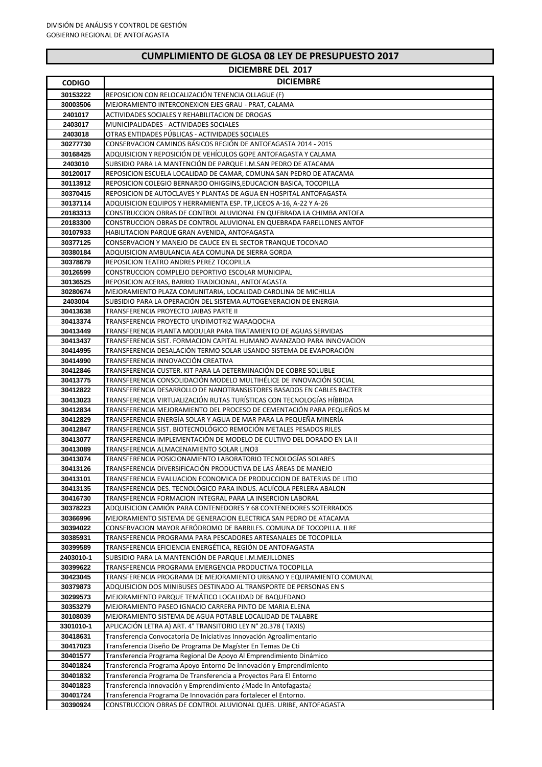DIVISIÓN DE ANÁLISIS Y CONTROL DE GESTIÓN
GOBIERNO REGIONAL DE ANTOFAGASTA

# CUMPLIMIENTO DE GLOSA 08 LEY DE PRESUPUESTO 2017

## DICIEMBRE DEL 2017

| CODIGO | DICIEMBRE |
|---|---|
| 30153222 | REPOSICION CON RELOCALIZACIÓN TENENCIA OLLAGUE (F) |
| 30003506 | MEJORAMIENTO INTERCONEXION EJES GRAU - PRAT, CALAMA |
| 2401017 | ACTIVIDADES SOCIALES Y REHABILITACION DE DROGAS |
| 2403017 | MUNICIPALIDADES - ACTIVIDADES SOCIALES |
| 2403018 | OTRAS ENTIDADES PÚBLICAS - ACTIVIDADES SOCIALES |
| 30277730 | CONSERVACION CAMINOS BÁSICOS REGIÓN DE ANTOFAGASTA 2014 - 2015 |
| 30168425 | ADQUISICION Y REPOSICIÓN DE VEHÍCULOS GOPE ANTOFAGASTA Y CALAMA |
| 2403010 | SUBSIDIO PARA LA MANTENCIÓN DE PARQUE I.M.SAN PEDRO DE ATACAMA |
| 30120017 | REPOSICION ESCUELA LOCALIDAD DE CAMAR, COMUNA SAN PEDRO DE ATACAMA |
| 30113912 | REPOSICION COLEGIO BERNARDO OHIGGINS,EDUCACION BASICA, TOCOPILLA |
| 30370415 | REPOSICION DE AUTOCLAVES Y PLANTAS DE AGUA EN HOSPITAL ANTOFAGASTA |
| 30137114 | ADQUISICION EQUIPOS Y HERRAMIENTA ESP. TP,LICEOS A-16, A-22 Y A-26 |
| 20183313 | CONSTRUCCION OBRAS DE CONTROL ALUVIONAL EN QUEBRADA LA CHIMBA ANTOFA |
| 20183300 | CONSTRUCCION OBRAS DE CONTROL ALUVIONAL EN QUEBRADA FARELLONES ANTOF |
| 30107933 | HABILITACION PARQUE GRAN AVENIDA, ANTOFAGASTA |
| 30377125 | CONSERVACION Y MANEJO DE CAUCE EN EL SECTOR TRANQUE TOCONAO |
| 30380184 | ADQUISICION AMBULANCIA AEA COMUNA DE SIERRA GORDA |
| 30378679 | REPOSICION TEATRO ANDRES PEREZ TOCOPILLA |
| 30126599 | CONSTRUCCION COMPLEJO DEPORTIVO ESCOLAR MUNICIPAL |
| 30136525 | REPOSICION ACERAS, BARRIO TRADICIONAL, ANTOFAGASTA |
| 30280674 | MEJORAMIENTO PLAZA COMUNITARIA, LOCALIDAD CAROLINA DE MICHILLA |
| 2403004 | SUBSIDIO PARA LA OPERACIÓN DEL SISTEMA AUTOGENERACION DE ENERGIA |
| 30413638 | TRANSFERENCIA PROYECTO JAIBAS PARTE II |
| 30413374 | TRANSFERENCIA PROYECTO UNDIMOTRIZ WARAQOCHA |
| 30413449 | TRANSFERENCIA PLANTA MODULAR PARA TRATAMIENTO DE AGUAS SERVIDAS |
| 30413437 | TRANSFERENCIA SIST. FORMACION CAPITAL HUMANO AVANZADO PARA INNOVACION |
| 30414995 | TRANSFERENCIA DESALACIÓN TERMO SOLAR USANDO SISTEMA DE EVAPORACIÓN |
| 30414990 | TRANSFERENCIA INNOVACCIÓN CREATIVA |
| 30412846 | TRANSFERENCIA CUSTER. KIT PARA LA DETERMINACIÓN DE COBRE SOLUBLE |
| 30413775 | TRANSFERENCIA CONSOLIDACIÓN MODELO MULTIHÉLICE DE INNOVACIÓN SOCIAL |
| 30412822 | TRANSFERENCIA DESARROLLO DE NANOTRANSISTORES BASADOS EN CABLES BACTER |
| 30413023 | TRANSFERENCIA VIRTUALIZACIÓN RUTAS TURÍSTICAS CON TECNOLOGÍAS HÍBRIDA |
| 30412834 | TRANSFERENCIA MEJORAMIENTO DEL PROCESO DE CEMENTACIÓN PARA PEQUEÑOS M |
| 30412829 | TRANSFERENCIA ENERGÍA SOLAR Y AGUA DE MAR PARA LA PEQUEÑA MINERÍA |
| 30412847 | TRANSFERENCIA SIST. BIOTECNOLÓGICO REMOCIÓN METALES PESADOS RILES |
| 30413077 | TRANSFERENCIA IMPLEMENTACIÓN DE MODELO DE CULTIVO DEL DORADO EN LA II |
| 30413089 | TRANSFERENCIA ALMACENAMIENTO SOLAR LINO3 |
| 30413074 | TRANSFERENCIA POSICIONAMIENTO LABORATORIO TECNOLOGÍAS SOLARES |
| 30413126 | TRANSFERENCIA DIVERSIFICACIÓN PRODUCTIVA DE LAS ÁREAS DE MANEJO |
| 30413101 | TRANSFERENCIA EVALUACION ECONOMICA DE PRODUCCION DE BATERIAS DE LITIO |
| 30413135 | TRANSFERENCIA DES. TECNOLÓGICO PARA INDUS. ACUÍCOLA PERLERA ABALON |
| 30416730 | TRANSFERENCIA FORMACION INTEGRAL PARA LA INSERCION LABORAL |
| 30378223 | ADQUISICION CAMIÓN PARA CONTENEDORES Y 68 CONTENEDORES SOTERRADOS |
| 30366996 | MEJORAMIENTO SISTEMA DE GENERACION ELECTRICA SAN PEDRO DE ATACAMA |
| 30394022 | CONSERVACION MAYOR AERÓDROMO DE BARRILES. COMUNA DE TOCOPILLA. II RE |
| 30385931 | TRANSFERENCIA PROGRAMA PARA PESCADORES ARTESANALES DE TOCOPILLA |
| 30399589 | TRANSFERENCIA EFICIENCIA ENERGÉTICA, REGIÓN DE ANTOFAGASTA |
| 2403010-1 | SUBSIDIO PARA LA MANTENCIÓN DE PARQUE I.M.MEJILLONES |
| 30399622 | TRANSFERENCIA PROGRAMA EMERGENCIA PRODUCTIVA TOCOPILLA |
| 30423045 | TRANSFERENCIA PROGRAMA DE MEJORAMIENTO URBANO Y EQUIPAMIENTO COMUNAL |
| 30379873 | ADQUISICION DOS MINIBUSES DESTINADO AL TRANSPORTE DE PERSONAS EN S |
| 30299573 | MEJORAMIENTO PARQUE TEMÁTICO LOCALIDAD DE BAQUEDANO |
| 30353279 | MEJORAMIENTO PASEO IGNACIO CARRERA PINTO DE MARIA ELENA |
| 30108039 | MEJORAMIENTO SISTEMA DE AGUA POTABLE LOCALIDAD DE TALABRE |
| 3301010-1 | APLICACIÓN LETRA A) ART. 4° TRANSITORIO LEY N° 20.378 ( TAXIS) |
| 30418631 | Transferencia Convocatoria De Iniciativas Innovación Agroalimentario |
| 30417023 | Transferencia Diseño De Programa De Magíster En Temas De Cti |
| 30401577 | Transferencia Programa Regional De Apoyo Al Emprendimiento Dinámico |
| 30401824 | Transferencia Programa Apoyo Entorno De Innovación y Emprendimiento |
| 30401832 | Transferencia Programa De Transferencia a Proyectos Para El Entorno |
| 30401823 | Transferencia Innovación y Emprendimiento ¿Made In Antofagasta¿ |
| 30401724 | Transferencia Programa De Innovación para fortalecer el Entorno. |
| 30390924 | CONSTRUCCION OBRAS DE CONTROL ALUVIONAL QUEB. URIBE, ANTOFAGASTA |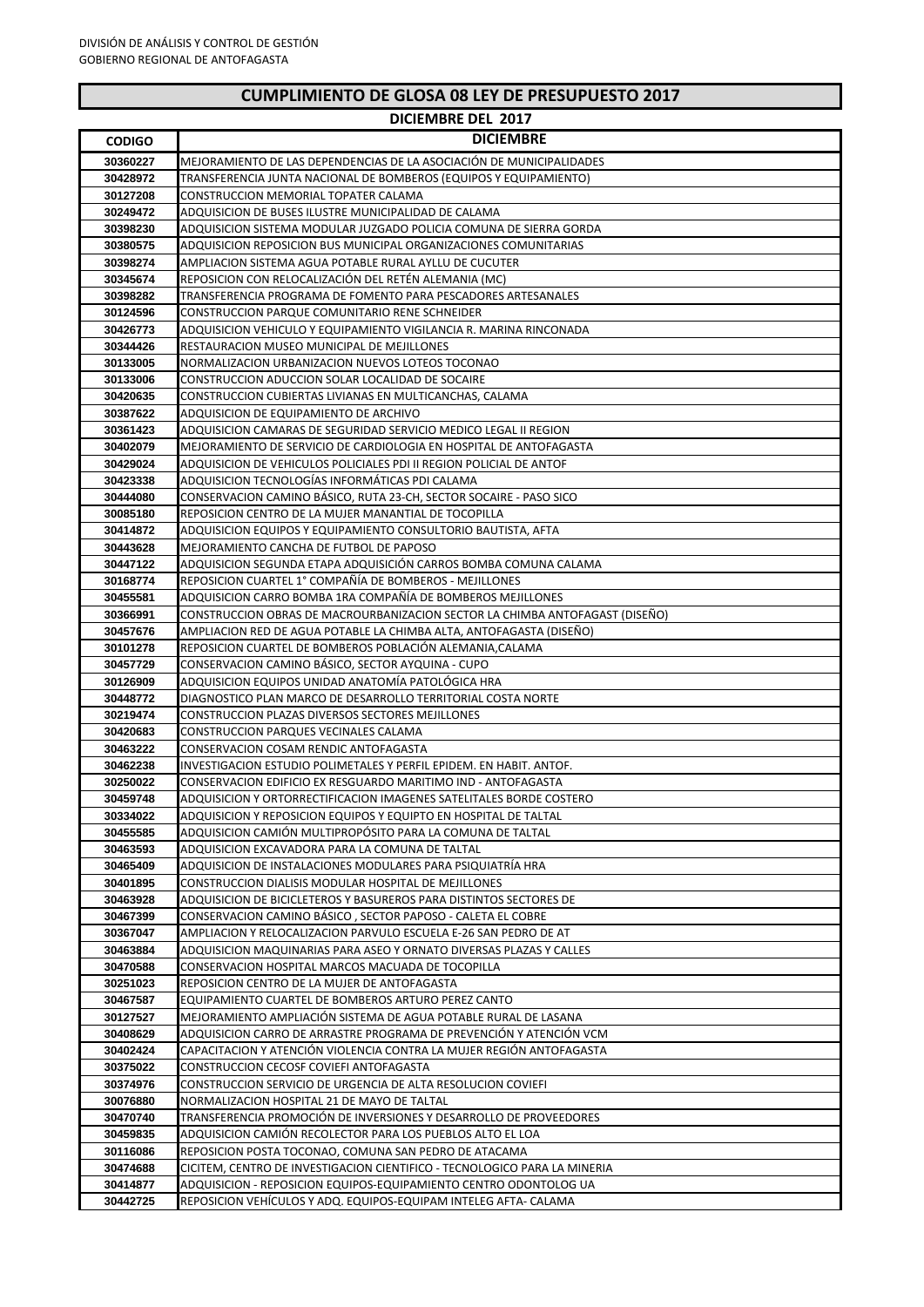DIVISIÓN DE ANÁLISIS Y CONTROL DE GESTIÓN
GOBIERNO REGIONAL DE ANTOFAGASTA

# CUMPLIMIENTO DE GLOSA 08 LEY DE PRESUPUESTO 2017

## DICIEMBRE DEL 2017

| CODIGO | DICIEMBRE |
|---|---|
| 30360227 | MEJORAMIENTO DE LAS DEPENDENCIAS DE LA ASOCIACIÓN DE MUNICIPALIDADES |
| 30428972 | TRANSFERENCIA JUNTA NACIONAL DE BOMBEROS (EQUIPOS Y EQUIPAMIENTO) |
| 30127208 | CONSTRUCCION MEMORIAL TOPATER CALAMA |
| 30249472 | ADQUISICION DE BUSES ILUSTRE MUNICIPALIDAD DE CALAMA |
| 30398230 | ADQUISICION SISTEMA MODULAR JUZGADO POLICIA COMUNA DE SIERRA GORDA |
| 30380575 | ADQUISICION REPOSICION BUS MUNICIPAL ORGANIZACIONES COMUNITARIAS |
| 30398274 | AMPLIACION SISTEMA AGUA POTABLE RURAL AYLLU DE CUCUTER |
| 30345674 | REPOSICION CON RELOCALIZACIÓN DEL RETÉN ALEMANIA (MC) |
| 30398282 | TRANSFERENCIA PROGRAMA DE FOMENTO PARA PESCADORES ARTESANALES |
| 30124596 | CONSTRUCCION PARQUE COMUNITARIO RENE SCHNEIDER |
| 30426773 | ADQUISICION VEHICULO Y EQUIPAMIENTO VIGILANCIA R. MARINA RINCONADA |
| 30344426 | RESTAURACION MUSEO MUNICIPAL DE MEJILLONES |
| 30133005 | NORMALIZACION URBANIZACION NUEVOS LOTEOS TOCONAO |
| 30133006 | CONSTRUCCION ADUCCION SOLAR LOCALIDAD DE SOCAIRE |
| 30420635 | CONSTRUCCION CUBIERTAS LIVIANAS EN MULTICANCHAS, CALAMA |
| 30387622 | ADQUISICION DE EQUIPAMIENTO DE ARCHIVO |
| 30361423 | ADQUISICION CAMARAS DE SEGURIDAD SERVICIO MEDICO LEGAL II REGION |
| 30402079 | MEJORAMIENTO DE SERVICIO DE CARDIOLOGIA EN HOSPITAL DE ANTOFAGASTA |
| 30429024 | ADQUISICION DE VEHICULOS POLICIALES PDI II REGION POLICIAL DE ANTOF |
| 30423338 | ADQUISICION TECNOLOGÍAS INFORMÁTICAS PDI CALAMA |
| 30444080 | CONSERVACION CAMINO BÁSICO, RUTA 23-CH, SECTOR SOCAIRE - PASO SICO |
| 30085180 | REPOSICION CENTRO DE LA MUJER MANANTIAL DE TOCOPILLA |
| 30414872 | ADQUISICION EQUIPOS Y EQUIPAMIENTO CONSULTORIO BAUTISTA, AFTA |
| 30443628 | MEJORAMIENTO CANCHA DE FUTBOL DE PAPOSO |
| 30447122 | ADQUISICION SEGUNDA ETAPA ADQUISICIÓN CARROS BOMBA COMUNA CALAMA |
| 30168774 | REPOSICION CUARTEL 1° COMPAÑÍA DE BOMBEROS - MEJILLONES |
| 30455581 | ADQUISICION CARRO BOMBA 1RA COMPAÑÍA DE BOMBEROS MEJILLONES |
| 30366991 | CONSTRUCCION OBRAS DE MACROURBANIZACION SECTOR LA CHIMBA ANTOFAGAST (DISEÑO) |
| 30457676 | AMPLIACION RED DE AGUA POTABLE LA CHIMBA ALTA, ANTOFAGASTA (DISEÑO) |
| 30101278 | REPOSICION CUARTEL DE BOMBEROS POBLACIÓN ALEMANIA,CALAMA |
| 30457729 | CONSERVACION CAMINO BÁSICO, SECTOR AYQUINA - CUPO |
| 30126909 | ADQUISICION EQUIPOS UNIDAD ANATOMÍA PATOLÓGICA HRA |
| 30448772 | DIAGNOSTICO PLAN MARCO DE DESARROLLO TERRITORIAL COSTA NORTE |
| 30219474 | CONSTRUCCION PLAZAS DIVERSOS SECTORES MEJILLONES |
| 30420683 | CONSTRUCCION PARQUES VECINALES CALAMA |
| 30463222 | CONSERVACION COSAM RENDIC ANTOFAGASTA |
| 30462238 | INVESTIGACION ESTUDIO POLIMETALES Y PERFIL EPIDEM. EN HABIT. ANTOF. |
| 30250022 | CONSERVACION EDIFICIO EX RESGUARDO MARITIMO IND - ANTOFAGASTA |
| 30459748 | ADQUISICION Y ORTORRECTIFICACION IMAGENES SATELITALES BORDE COSTERO |
| 30334022 | ADQUISICION Y REPOSICION EQUIPOS Y EQUIPTO EN HOSPITAL DE TALTAL |
| 30455585 | ADQUISICION CAMIÓN MULTIPROPÓSITO PARA LA COMUNA DE TALTAL |
| 30463593 | ADQUISICION EXCAVADORA PARA LA COMUNA DE TALTAL |
| 30465409 | ADQUISICION DE INSTALACIONES MODULARES PARA PSIQUIATRÍA HRA |
| 30401895 | CONSTRUCCION DIALISIS MODULAR HOSPITAL DE MEJILLONES |
| 30463928 | ADQUISICION DE BICICLETEROS Y BASUREROS PARA DISTINTOS SECTORES DE |
| 30467399 | CONSERVACION CAMINO BÁSICO , SECTOR PAPOSO - CALETA EL COBRE |
| 30367047 | AMPLIACION Y RELOCALIZACION PARVULO ESCUELA E-26 SAN PEDRO DE AT |
| 30463884 | ADQUISICION MAQUINARIAS PARA ASEO Y ORNATO DIVERSAS PLAZAS Y CALLES |
| 30470588 | CONSERVACION HOSPITAL MARCOS MACUADA DE TOCOPILLA |
| 30251023 | REPOSICION CENTRO DE LA MUJER DE ANTOFAGASTA |
| 30467587 | EQUIPAMIENTO CUARTEL DE BOMBEROS ARTURO PEREZ CANTO |
| 30127527 | MEJORAMIENTO AMPLIACIÓN SISTEMA DE AGUA POTABLE RURAL DE LASANA |
| 30408629 | ADQUISICION CARRO DE ARRASTRE PROGRAMA DE PREVENCIÓN Y ATENCIÓN VCM |
| 30402424 | CAPACITACION Y ATENCIÓN VIOLENCIA CONTRA LA MUJER REGIÓN ANTOFAGASTA |
| 30375022 | CONSTRUCCION CECOSF COVIEFI ANTOFAGASTA |
| 30374976 | CONSTRUCCION SERVICIO DE URGENCIA DE ALTA RESOLUCION COVIEFI |
| 30076880 | NORMALIZACION HOSPITAL 21 DE MAYO DE TALTAL |
| 30470740 | TRANSFERENCIA PROMOCIÓN DE INVERSIONES Y DESARROLLO DE PROVEEDORES |
| 30459835 | ADQUISICION CAMIÓN RECOLECTOR PARA LOS PUEBLOS ALTO EL LOA |
| 30116086 | REPOSICION POSTA TOCONAO, COMUNA SAN PEDRO DE ATACAMA |
| 30474688 | CICITEM, CENTRO DE INVESTIGACION CIENTIFICO - TECNOLOGICO PARA LA MINERIA |
| 30414877 | ADQUISICION - REPOSICION EQUIPOS-EQUIPAMIENTO CENTRO ODONTOLOG UA |
| 30442725 | REPOSICION VEHÍCULOS Y ADQ. EQUIPOS-EQUIPAM INTELEG AFTA- CALAMA |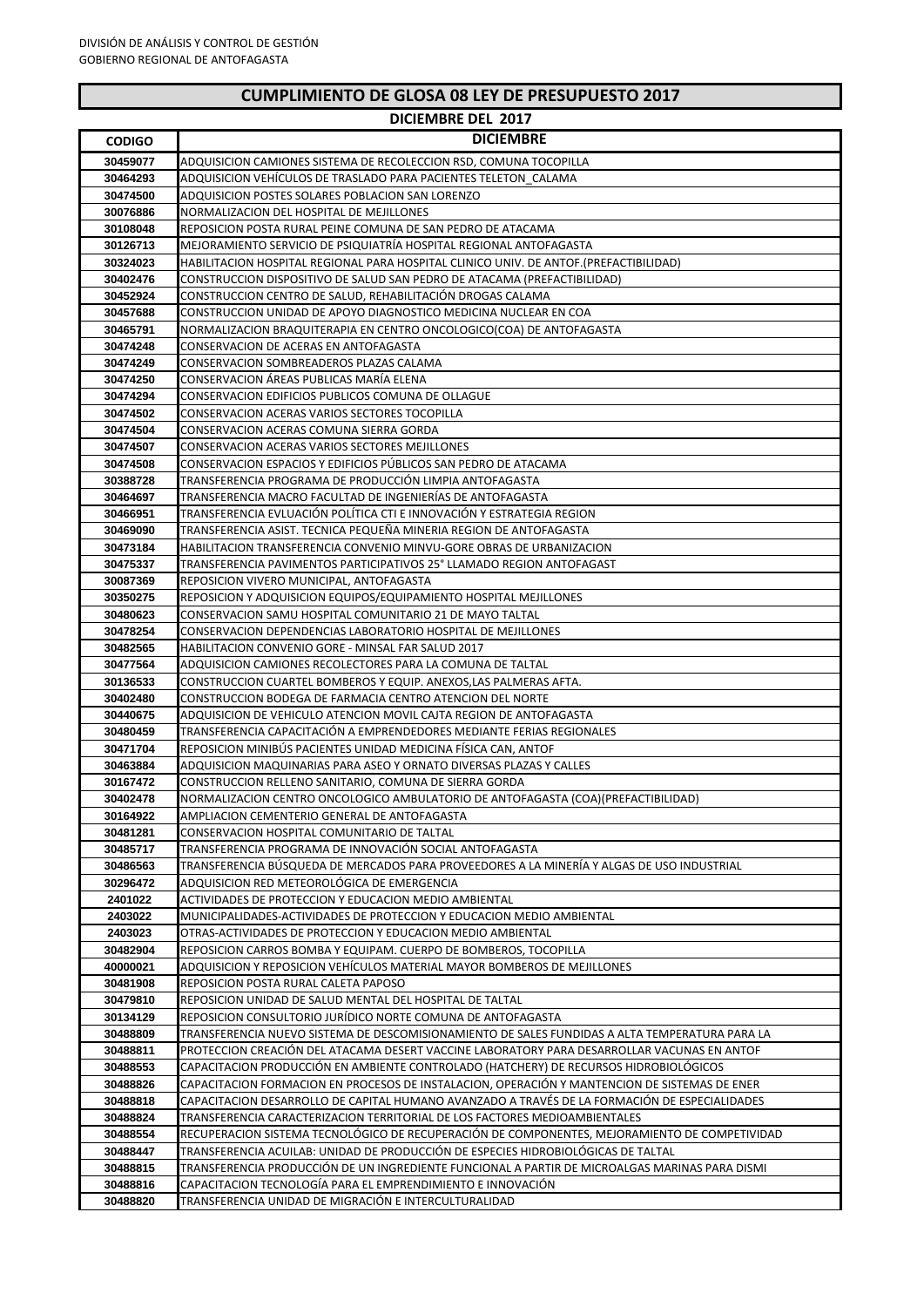DIVISIÓN DE ANÁLISIS Y CONTROL DE GESTIÓN
GOBIERNO REGIONAL DE ANTOFAGASTA

# CUMPLIMIENTO DE GLOSA 08 LEY DE PRESUPUESTO 2017

## DICIEMBRE DEL 2017

| CODIGO | DICIEMBRE |
|---|---|
| 30459077 | ADQUISICION CAMIONES SISTEMA DE RECOLECCION RSD, COMUNA TOCOPILLA |
| 30464293 | ADQUISICION VEHÍCULOS DE TRASLADO PARA PACIENTES TELETON_CALAMA |
| 30474500 | ADQUISICION POSTES SOLARES POBLACION SAN LORENZO |
| 30076886 | NORMALIZACION DEL HOSPITAL DE MEJILLONES |
| 30108048 | REPOSICION POSTA RURAL PEINE COMUNA DE SAN PEDRO DE ATACAMA |
| 30126713 | MEJORAMIENTO SERVICIO DE PSIQUIATRÍA HOSPITAL REGIONAL ANTOFAGASTA |
| 30324023 | HABILITACION HOSPITAL REGIONAL PARA HOSPITAL CLINICO UNIV. DE ANTOF.(PREFACTIBILIDAD) |
| 30402476 | CONSTRUCCION DISPOSITIVO DE SALUD SAN PEDRO DE ATACAMA (PREFACTIBILIDAD) |
| 30452924 | CONSTRUCCION CENTRO DE SALUD, REHABILITACIÓN DROGAS CALAMA |
| 30457688 | CONSTRUCCION UNIDAD DE APOYO DIAGNOSTICO MEDICINA NUCLEAR EN COA |
| 30465791 | NORMALIZACION BRAQUITERAPIA EN CENTRO ONCOLOGICO(COA) DE ANTOFAGASTA |
| 30474248 | CONSERVACION DE ACERAS EN ANTOFAGASTA |
| 30474249 | CONSERVACION SOMBREADEROS PLAZAS CALAMA |
| 30474250 | CONSERVACION ÁREAS PUBLICAS MARÍA ELENA |
| 30474294 | CONSERVACION EDIFICIOS PUBLICOS COMUNA DE OLLAGUE |
| 30474502 | CONSERVACION ACERAS VARIOS SECTORES TOCOPILLA |
| 30474504 | CONSERVACION ACERAS COMUNA SIERRA GORDA |
| 30474507 | CONSERVACION ACERAS VARIOS SECTORES MEJILLONES |
| 30474508 | CONSERVACION ESPACIOS Y EDIFICIOS PÚBLICOS SAN PEDRO DE ATACAMA |
| 30388728 | TRANSFERENCIA PROGRAMA DE PRODUCCIÓN LIMPIA ANTOFAGASTA |
| 30464697 | TRANSFERENCIA MACRO FACULTAD DE INGENIERÍAS DE ANTOFAGASTA |
| 30466951 | TRANSFERENCIA EVLUACIÓN POLÍTICA CTI E INNOVACIÓN Y ESTRATEGIA REGION |
| 30469090 | TRANSFERENCIA ASIST. TECNICA PEQUEÑA MINERIA REGION DE ANTOFAGASTA |
| 30473184 | HABILITACION TRANSFERENCIA CONVENIO MINVU-GORE OBRAS DE URBANIZACION |
| 30475337 | TRANSFERENCIA PAVIMENTOS PARTICIPATIVOS 25° LLAMADO REGION ANTOFAGAST |
| 30087369 | REPOSICION VIVERO MUNICIPAL, ANTOFAGASTA |
| 30350275 | REPOSICION Y ADQUISICION EQUIPOS/EQUIPAMIENTO HOSPITAL MEJILLONES |
| 30480623 | CONSERVACION SAMU HOSPITAL COMUNITARIO 21 DE MAYO TALTAL |
| 30478254 | CONSERVACION DEPENDENCIAS LABORATORIO HOSPITAL DE MEJILLONES |
| 30482565 | HABILITACION CONVENIO GORE - MINSAL FAR SALUD 2017 |
| 30477564 | ADQUISICION CAMIONES RECOLECTORES PARA LA COMUNA DE TALTAL |
| 30136533 | CONSTRUCCION CUARTEL BOMBEROS Y EQUIP. ANEXOS,LAS PALMERAS AFTA. |
| 30402480 | CONSTRUCCION BODEGA DE FARMACIA CENTRO ATENCION DEL NORTE |
| 30440675 | ADQUISICION DE VEHICULO ATENCION MOVIL CAJTA REGION DE ANTOFAGASTA |
| 30480459 | TRANSFERENCIA CAPACITACIÓN A EMPRENDEDORES MEDIANTE FERIAS REGIONALES |
| 30471704 | REPOSICION MINIBÚS PACIENTES UNIDAD MEDICINA FÍSICA CAN, ANTOF |
| 30463884 | ADQUISICION MAQUINARIAS PARA ASEO Y ORNATO DIVERSAS PLAZAS Y CALLES |
| 30167472 | CONSTRUCCION RELLENO SANITARIO, COMUNA DE SIERRA GORDA |
| 30402478 | NORMALIZACION CENTRO ONCOLOGICO AMBULATORIO DE ANTOFAGASTA (COA)(PREFACTIBILIDAD) |
| 30164922 | AMPLIACION CEMENTERIO GENERAL DE ANTOFAGASTA |
| 30481281 | CONSERVACION HOSPITAL COMUNITARIO DE TALTAL |
| 30485717 | TRANSFERENCIA PROGRAMA DE INNOVACIÓN SOCIAL ANTOFAGASTA |
| 30486563 | TRANSFERENCIA BÚSQUEDA DE MERCADOS PARA PROVEEDORES A LA MINERÍA Y ALGAS DE USO INDUSTRIAL |
| 30296472 | ADQUISICION RED METEOROLÓGICA DE EMERGENCIA |
| 2401022 | ACTIVIDADES DE PROTECCION Y EDUCACION MEDIO AMBIENTAL |
| 2403022 | MUNICIPALIDADES-ACTIVIDADES DE PROTECCION Y EDUCACION MEDIO AMBIENTAL |
| 2403023 | OTRAS-ACTIVIDADES DE PROTECCION Y EDUCACION MEDIO AMBIENTAL |
| 30482904 | REPOSICION CARROS BOMBA Y EQUIPAM. CUERPO DE BOMBEROS, TOCOPILLA |
| 40000021 | ADQUISICION Y REPOSICION VEHÍCULOS MATERIAL MAYOR BOMBEROS DE MEJILLONES |
| 30481908 | REPOSICION POSTA RURAL CALETA PAPOSO |
| 30479810 | REPOSICION UNIDAD DE SALUD MENTAL DEL HOSPITAL DE TALTAL |
| 30134129 | REPOSICION CONSULTORIO JURÍDICO NORTE COMUNA DE ANTOFAGASTA |
| 30488809 | TRANSFERENCIA NUEVO SISTEMA DE DESCOMISIONAMIENTO DE SALES FUNDIDAS A ALTA TEMPERATURA PARA LA |
| 30488811 | PROTECCION CREACIÓN DEL ATACAMA DESERT VACCINE LABORATORY PARA DESARROLLAR VACUNAS EN ANTOF |
| 30488553 | CAPACITACION PRODUCCIÓN EN AMBIENTE CONTROLADO (HATCHERY) DE RECURSOS HIDROBIOLÓGICOS |
| 30488826 | CAPACITACION FORMACION EN PROCESOS DE INSTALACION, OPERACIÓN Y MANTENCION DE SISTEMAS DE ENER |
| 30488818 | CAPACITACION DESARROLLO DE CAPITAL HUMANO AVANZADO A TRAVÉS DE LA FORMACIÓN DE ESPECIALIDADES |
| 30488824 | TRANSFERENCIA CARACTERIZACION TERRITORIAL DE LOS FACTORES MEDIOAMBIENTALES |
| 30488554 | RECUPERACION SISTEMA TECNOLÓGICO DE RECUPERACIÓN DE COMPONENTES, MEJORAMIENTO DE COMPETIVIDAD |
| 30488447 | TRANSFERENCIA ACUILAB: UNIDAD DE PRODUCCIÓN DE ESPECIES HIDROBIOLÓGICAS DE TALTAL |
| 30488815 | TRANSFERENCIA PRODUCCIÓN DE UN INGREDIENTE FUNCIONAL A PARTIR DE MICROALGAS MARINAS PARA DISMI |
| 30488816 | CAPACITACION TECNOLOGÍA PARA EL EMPRENDIMIENTO E INNOVACIÓN |
| 30488820 | TRANSFERENCIA UNIDAD DE MIGRACIÓN E INTERCULTURALIDAD |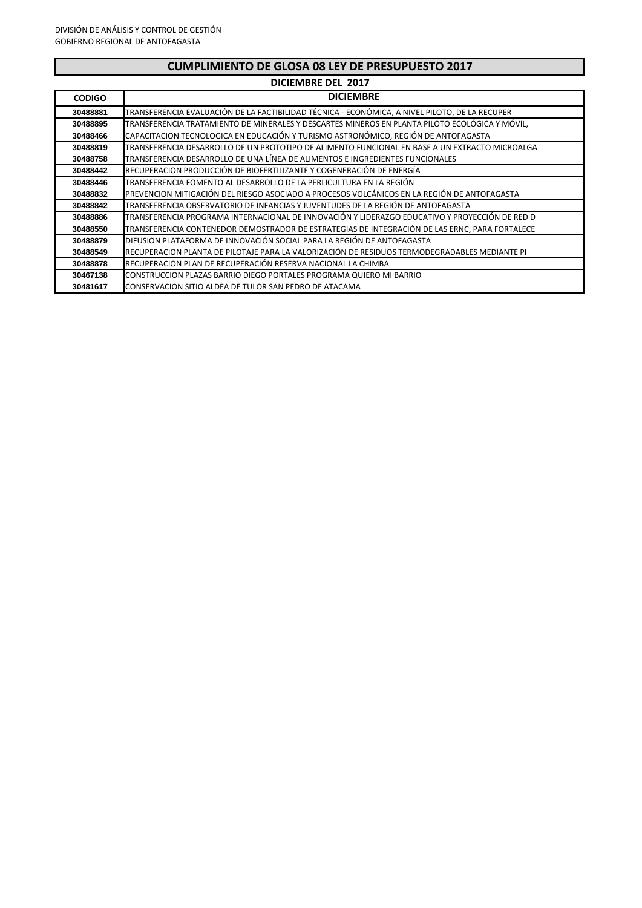DIVISIÓN DE ANÁLISIS Y CONTROL DE GESTIÓN
GOBIERNO REGIONAL DE ANTOFAGASTA

# CUMPLIMIENTO DE GLOSA 08 LEY DE PRESUPUESTO 2017

## DICIEMBRE DEL 2017

| CODIGO | DICIEMBRE |
|---|---|
| 30488881 | TRANSFERENCIA EVALUACIÓN DE LA FACTIBILIDAD TÉCNICA - ECONÓMICA, A NIVEL PILOTO, DE LA RECUPER |
| 30488895 | TRANSFERENCIA TRATAMIENTO DE MINERALES Y DESCARTES MINEROS EN PLANTA PILOTO ECOLÓGICA Y MÓVIL, |
| 30488466 | CAPACITACION TECNOLOGICA EN EDUCACIÓN Y TURISMO ASTRONÓMICO, REGIÓN DE ANTOFAGASTA |
| 30488819 | TRANSFERENCIA DESARROLLO DE UN PROTOTIPO DE ALIMENTO FUNCIONAL EN BASE A UN EXTRACTO MICROALGA |
| 30488758 | TRANSFERENCIA DESARROLLO DE UNA LÍNEA DE ALIMENTOS E INGREDIENTES FUNCIONALES |
| 30488442 | RECUPERACION PRODUCCIÓN DE BIOFERTILIZANTE Y COGENERACIÓN DE ENERGÍA |
| 30488446 | TRANSFERENCIA FOMENTO AL DESARROLLO DE LA PERLICULTURA EN LA REGIÓN |
| 30488832 | PREVENCION MITIGACIÓN DEL RIESGO ASOCIADO A PROCESOS VOLCÁNICOS EN LA REGIÓN DE ANTOFAGASTA |
| 30488842 | TRANSFERENCIA OBSERVATORIO DE INFANCIAS Y JUVENTUDES DE LA REGIÓN DE ANTOFAGASTA |
| 30488886 | TRANSFERENCIA PROGRAMA INTERNACIONAL DE INNOVACIÓN Y LIDERAZGO EDUCATIVO Y PROYECCIÓN DE RED D |
| 30488550 | TRANSFERENCIA CONTENEDOR DEMOSTRADOR DE ESTRATEGIAS DE INTEGRACIÓN DE LAS ERNC, PARA FORTALECE |
| 30488879 | DIFUSION PLATAFORMA DE INNOVACIÓN SOCIAL PARA LA REGIÓN DE ANTOFAGASTA |
| 30488549 | RECUPERACION PLANTA DE PILOTAJE PARA LA VALORIZACIÓN DE RESIDUOS TERMODEGRADABLES MEDIANTE PI |
| 30488878 | RECUPERACION PLAN DE RECUPERACIÓN RESERVA NACIONAL LA CHIMBA |
| 30467138 | CONSTRUCCION PLAZAS BARRIO DIEGO PORTALES PROGRAMA QUIERO MI BARRIO |
| 30481617 | CONSERVACION SITIO ALDEA DE TULOR SAN PEDRO DE ATACAMA |